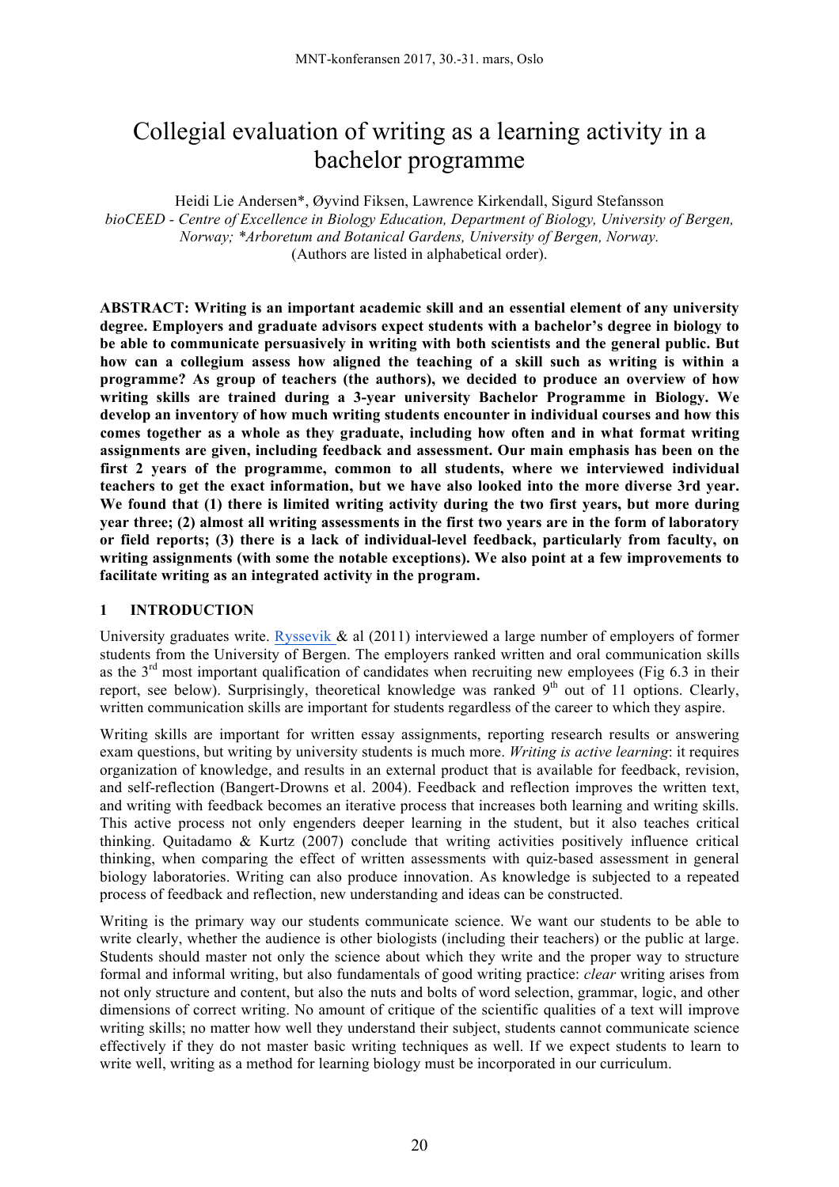# Collegial evaluation of writing as a learning activity in a bachelor programme

Heidi Lie Andersen*, Øyvind Fiksen, Lawrence Kirkendall, Sigurd Stefansson

*bioCEED - Centre of Excellence in Biology Education, Department of Biology, University of Bergen, Norway; \*Arboretum and Botanical Gardens, University of Bergen, Norway.*

(Authors are listed in alphabetical order).

**ABSTRACT: Writing is an important academic skill and an essential element of any university degree. Employers and graduate advisors expect students with a bachelor's degree in biology to be able to communicate persuasively in writing with both scientists and the general public. But how can a collegium assess how aligned the teaching of a skill such as writing is within a programme? As group of teachers (the authors), we decided to produce an overview of how writing skills are trained during a 3-year university Bachelor Programme in Biology. We develop an inventory of how much writing students encounter in individual courses and how this comes together as a whole as they graduate, including how often and in what format writing assignments are given, including feedback and assessment. Our main emphasis has been on the first 2 years of the programme, common to all students, where we interviewed individual teachers to get the exact information, but we have also looked into the more diverse 3rd year. We found that (1) there is limited writing activity during the two first years, but more during year three; (2) almost all writing assessments in the first two years are in the form of laboratory or field reports; (3) there is a lack of individual-level feedback, particularly from faculty, on writing assignments (with some the notable exceptions). We also point at a few improvements to facilitate writing as an integrated activity in the program.**

## 1 INTRODUCTION

University graduates write. Ryssevik & al (2011) interviewed a large number of employers of former students from the University of Bergen. The employers ranked written and oral communication skills as the 3rd most important qualification of candidates when recruiting new employees (Fig 6.3 in their report, see below). Surprisingly, theoretical knowledge was ranked 9th out of 11 options. Clearly, written communication skills are important for students regardless of the career to which they aspire.

Writing skills are important for written essay assignments, reporting research results or answering exam questions, but writing by university students is much more. *Writing is active learning*: it requires organization of knowledge, and results in an external product that is available for feedback, revision, and self-reflection (Bangert-Drowns et al. 2004). Feedback and reflection improves the written text, and writing with feedback becomes an iterative process that increases both learning and writing skills. This active process not only engenders deeper learning in the student, but it also teaches critical thinking. Quitadamo & Kurtz (2007) conclude that writing activities positively influence critical thinking, when comparing the effect of written assessments with quiz-based assessment in general biology laboratories. Writing can also produce innovation. As knowledge is subjected to a repeated process of feedback and reflection, new understanding and ideas can be constructed.

Writing is the primary way our students communicate science. We want our students to be able to write clearly, whether the audience is other biologists (including their teachers) or the public at large. Students should master not only the science about which they write and the proper way to structure formal and informal writing, but also fundamentals of good writing practice: *clear* writing arises from not only structure and content, but also the nuts and bolts of word selection, grammar, logic, and other dimensions of correct writing. No amount of critique of the scientific qualities of a text will improve writing skills; no matter how well they understand their subject, students cannot communicate science effectively if they do not master basic writing techniques as well. If we expect students to learn to write well, writing as a method for learning biology must be incorporated in our curriculum.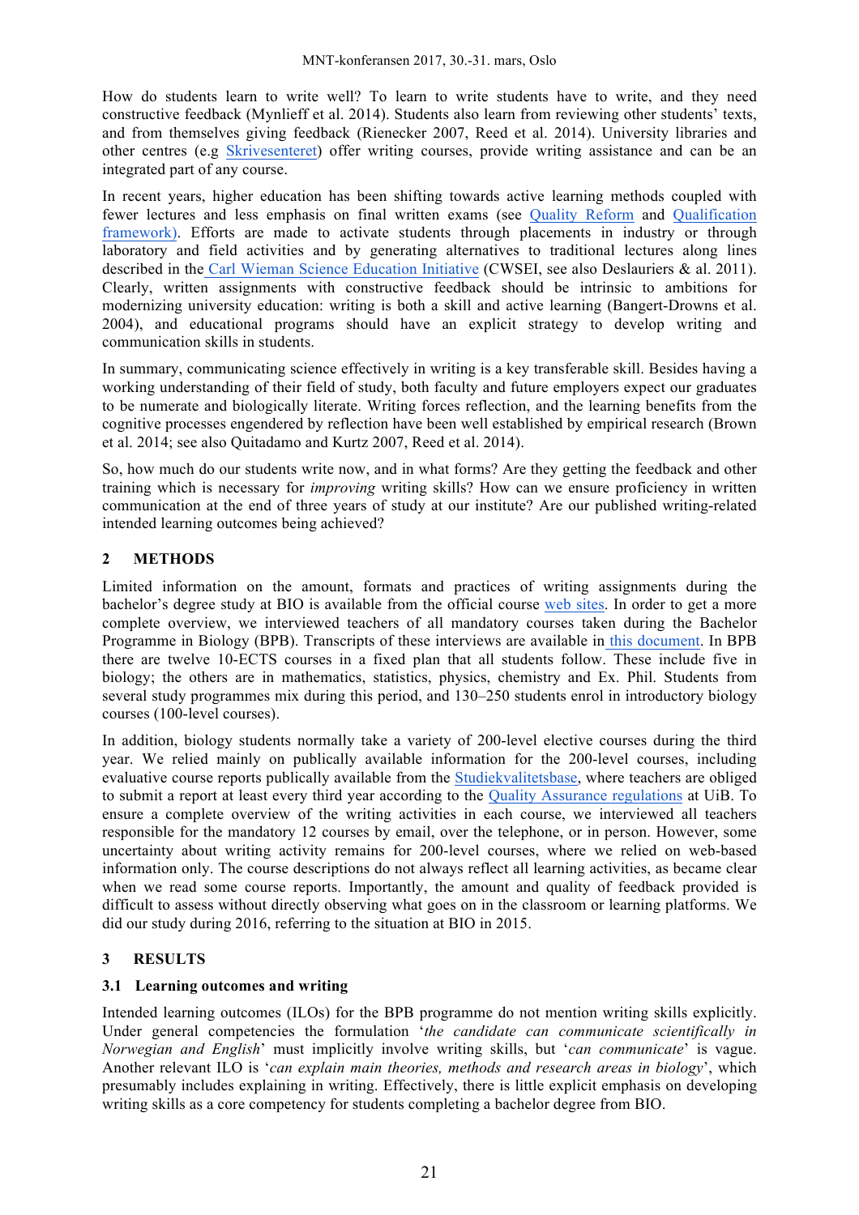How do students learn to write well? To learn to write students have to write, and they need constructive feedback (Mynlieff et al. 2014). Students also learn from reviewing other students' texts, and from themselves giving feedback (Rienecker 2007, Reed et al. 2014). University libraries and other centres (e.g Skrivesenteret) offer writing courses, provide writing assistance and can be an integrated part of any course.

In recent years, higher education has been shifting towards active learning methods coupled with fewer lectures and less emphasis on final written exams (see Quality Reform and Qualification framework). Efforts are made to activate students through placements in industry or through laboratory and field activities and by generating alternatives to traditional lectures along lines described in the Carl Wieman Science Education Initiative (CWSEI, see also Deslauriers & al. 2011). Clearly, written assignments with constructive feedback should be intrinsic to ambitions for modernizing university education: writing is both a skill and active learning (Bangert-Drowns et al. 2004), and educational programs should have an explicit strategy to develop writing and communication skills in students.

In summary, communicating science effectively in writing is a key transferable skill. Besides having a working understanding of their field of study, both faculty and future employers expect our graduates to be numerate and biologically literate. Writing forces reflection, and the learning benefits from the cognitive processes engendered by reflection have been well established by empirical research (Brown et al. 2014; see also Quitadamo and Kurtz 2007, Reed et al. 2014).

So, how much do our students write now, and in what forms? Are they getting the feedback and other training which is necessary for *improving* writing skills? How can we ensure proficiency in written communication at the end of three years of study at our institute? Are our published writing-related intended learning outcomes being achieved?

## 2 METHODS

Limited information on the amount, formats and practices of writing assignments during the bachelor's degree study at BIO is available from the official course web sites. In order to get a more complete overview, we interviewed teachers of all mandatory courses taken during the Bachelor Programme in Biology (BPB). Transcripts of these interviews are available in this document. In BPB there are twelve 10-ECTS courses in a fixed plan that all students follow. These include five in biology; the others are in mathematics, statistics, physics, chemistry and Ex. Phil. Students from several study programmes mix during this period, and 130–250 students enrol in introductory biology courses (100-level courses).

In addition, biology students normally take a variety of 200-level elective courses during the third year. We relied mainly on publically available information for the 200-level courses, including evaluative course reports publically available from the Studiekvalitetsbase, where teachers are obliged to submit a report at least every third year according to the Quality Assurance regulations at UiB. To ensure a complete overview of the writing activities in each course, we interviewed all teachers responsible for the mandatory 12 courses by email, over the telephone, or in person. However, some uncertainty about writing activity remains for 200-level courses, where we relied on web-based information only. The course descriptions do not always reflect all learning activities, as became clear when we read some course reports. Importantly, the amount and quality of feedback provided is difficult to assess without directly observing what goes on in the classroom or learning platforms. We did our study during 2016, referring to the situation at BIO in 2015.

## 3 RESULTS

### 3.1 Learning outcomes and writing

Intended learning outcomes (ILOs) for the BPB programme do not mention writing skills explicitly. Under general competencies the formulation '*the candidate can communicate scientifically in Norwegian and English*' must implicitly involve writing skills, but '*can communicate*' is vague. Another relevant ILO is '*can explain main theories, methods and research areas in biology*', which presumably includes explaining in writing. Effectively, there is little explicit emphasis on developing writing skills as a core competency for students completing a bachelor degree from BIO.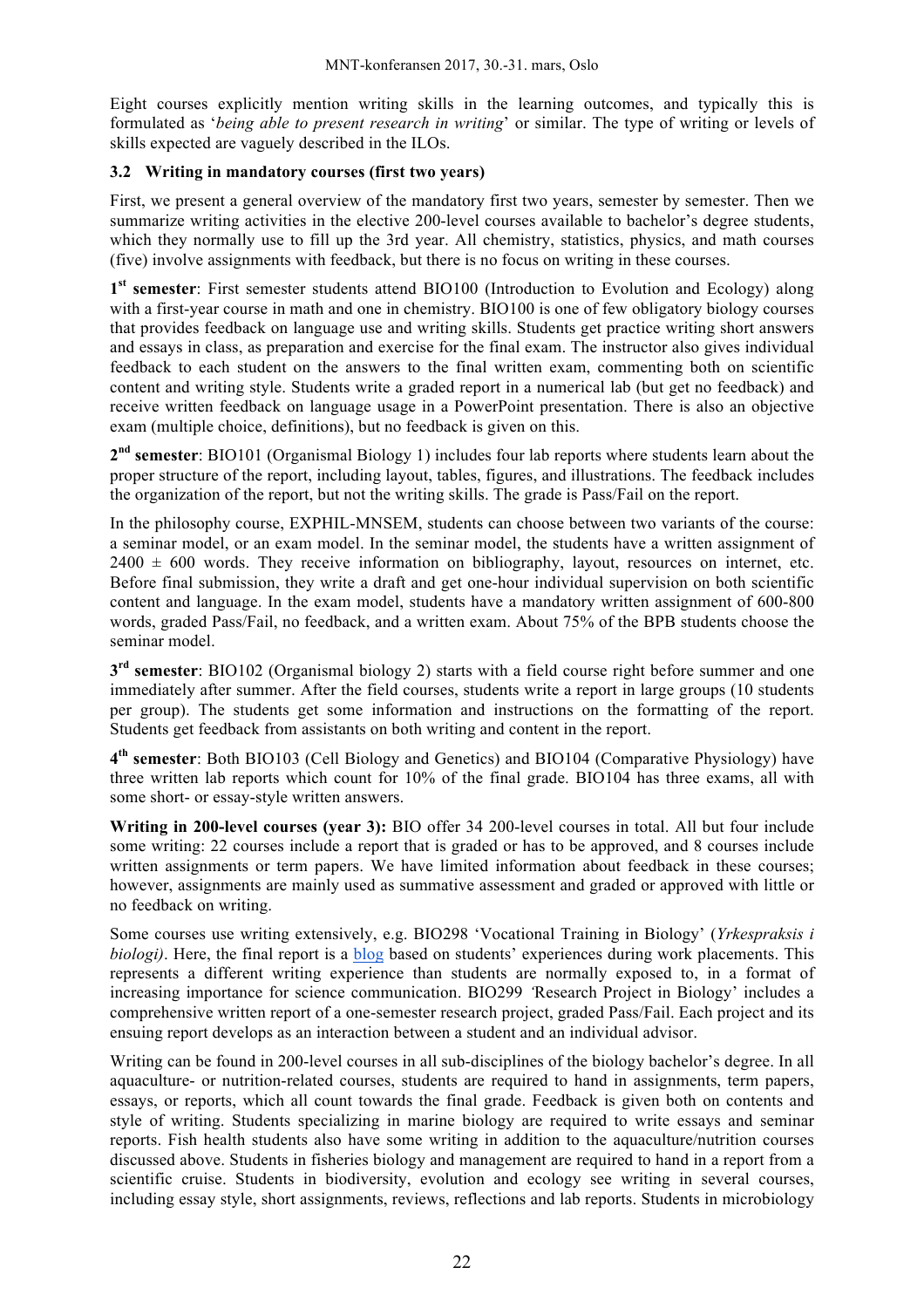Eight courses explicitly mention writing skills in the learning outcomes, and typically this is formulated as '*being able to present research in writing*' or similar. The type of writing or levels of skills expected are vaguely described in the ILOs.

### 3.2 Writing in mandatory courses (first two years)

First, we present a general overview of the mandatory first two years, semester by semester. Then we summarize writing activities in the elective 200-level courses available to bachelor's degree students, which they normally use to fill up the 3rd year. All chemistry, statistics, physics, and math courses (five) involve assignments with feedback, but there is no focus on writing in these courses.

**1st semester**: First semester students attend BIO100 (Introduction to Evolution and Ecology) along with a first-year course in math and one in chemistry. BIO100 is one of few obligatory biology courses that provides feedback on language use and writing skills. Students get practice writing short answers and essays in class, as preparation and exercise for the final exam. The instructor also gives individual feedback to each student on the answers to the final written exam, commenting both on scientific content and writing style. Students write a graded report in a numerical lab (but get no feedback) and receive written feedback on language usage in a PowerPoint presentation. There is also an objective exam (multiple choice, definitions), but no feedback is given on this.

**2nd semester**: BIO101 (Organismal Biology 1) includes four lab reports where students learn about the proper structure of the report, including layout, tables, figures, and illustrations. The feedback includes the organization of the report, but not the writing skills. The grade is Pass/Fail on the report.

In the philosophy course, EXPHIL-MNSEM, students can choose between two variants of the course: a seminar model, or an exam model. In the seminar model, the students have a written assignment of $2400 \pm 600$ words. They receive information on bibliography, layout, resources on internet, etc. Before final submission, they write a draft and get one-hour individual supervision on both scientific content and language. In the exam model, students have a mandatory written assignment of 600-800 words, graded Pass/Fail, no feedback, and a written exam. About 75% of the BPB students choose the seminar model.

**3rd semester**: BIO102 (Organismal biology 2) starts with a field course right before summer and one immediately after summer. After the field courses, students write a report in large groups (10 students per group). The students get some information and instructions on the formatting of the report. Students get feedback from assistants on both writing and content in the report.

**4th semester**: Both BIO103 (Cell Biology and Genetics) and BIO104 (Comparative Physiology) have three written lab reports which count for 10% of the final grade. BIO104 has three exams, all with some short- or essay-style written answers.

**Writing in 200-level courses (year 3):** BIO offer 34 200-level courses in total. All but four include some writing: 22 courses include a report that is graded or has to be approved, and 8 courses include written assignments or term papers. We have limited information about feedback in these courses; however, assignments are mainly used as summative assessment and graded or approved with little or no feedback on writing.

Some courses use writing extensively, e.g. BIO298 'Vocational Training in Biology' (*Yrkespraksis i biologi)*. Here, the final report is a blog based on students' experiences during work placements. This represents a different writing experience than students are normally exposed to, in a format of increasing importance for science communication. BIO299 *'*Research Project in Biology' includes a comprehensive written report of a one-semester research project, graded Pass/Fail. Each project and its ensuing report develops as an interaction between a student and an individual advisor.

Writing can be found in 200-level courses in all sub-disciplines of the biology bachelor's degree. In all aquaculture- or nutrition-related courses, students are required to hand in assignments, term papers, essays, or reports, which all count towards the final grade. Feedback is given both on contents and style of writing. Students specializing in marine biology are required to write essays and seminar reports. Fish health students also have some writing in addition to the aquaculture/nutrition courses discussed above. Students in fisheries biology and management are required to hand in a report from a scientific cruise. Students in biodiversity, evolution and ecology see writing in several courses, including essay style, short assignments, reviews, reflections and lab reports. Students in microbiology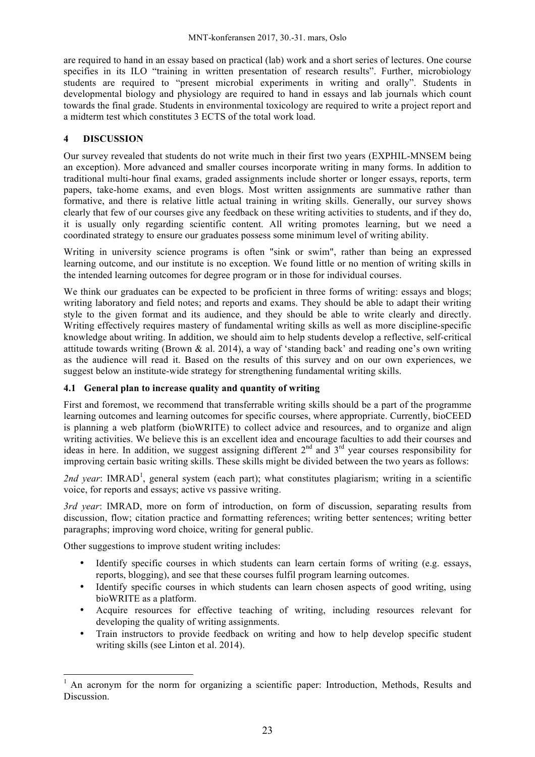are required to hand in an essay based on practical (lab) work and a short series of lectures. One course specifies in its ILO "training in written presentation of research results". Further, microbiology students are required to "present microbial experiments in writing and orally". Students in developmental biology and physiology are required to hand in essays and lab journals which count towards the final grade. Students in environmental toxicology are required to write a project report and a midterm test which constitutes 3 ECTS of the total work load.

## 4 DISCUSSION

Our survey revealed that students do not write much in their first two years (EXPHIL-MNSEM being an exception). More advanced and smaller courses incorporate writing in many forms. In addition to traditional multi-hour final exams, graded assignments include shorter or longer essays, reports, term papers, take-home exams, and even blogs. Most written assignments are summative rather than formative, and there is relative little actual training in writing skills. Generally, our survey shows clearly that few of our courses give any feedback on these writing activities to students, and if they do, it is usually only regarding scientific content. All writing promotes learning, but we need a coordinated strategy to ensure our graduates possess some minimum level of writing ability.

Writing in university science programs is often "sink or swim", rather than being an expressed learning outcome, and our institute is no exception. We found little or no mention of writing skills in the intended learning outcomes for degree program or in those for individual courses.

We think our graduates can be expected to be proficient in three forms of writing: essays and blogs; writing laboratory and field notes; and reports and exams. They should be able to adapt their writing style to the given format and its audience, and they should be able to write clearly and directly. Writing effectively requires mastery of fundamental writing skills as well as more discipline-specific knowledge about writing. In addition, we should aim to help students develop a reflective, self-critical attitude towards writing (Brown & al. 2014), a way of 'standing back' and reading one's own writing as the audience will read it. Based on the results of this survey and on our own experiences, we suggest below an institute-wide strategy for strengthening fundamental writing skills.

### 4.1 General plan to increase quality and quantity of writing

First and foremost, we recommend that transferrable writing skills should be a part of the programme learning outcomes and learning outcomes for specific courses, where appropriate. Currently, bioCEED is planning a web platform (bioWRITE) to collect advice and resources, and to organize and align writing activities. We believe this is an excellent idea and encourage faculties to add their courses and ideas in here. In addition, we suggest assigning different 2nd and 3rd year courses responsibility for improving certain basic writing skills. These skills might be divided between the two years as follows:

*2nd year*: IMRAD[1], general system (each part); what constitutes plagiarism; writing in a scientific voice, for reports and essays; active vs passive writing.

*3rd year*: IMRAD, more on form of introduction, on form of discussion, separating results from discussion, flow; citation practice and formatting references; writing better sentences; writing better paragraphs; improving word choice, writing for general public.

Other suggestions to improve student writing includes:

- Identify specific courses in which students can learn certain forms of writing (e.g. essays, reports, blogging), and see that these courses fulfil program learning outcomes.
- Identify specific courses in which students can learn chosen aspects of good writing, using bioWRITE as a platform.
- Acquire resources for effective teaching of writing, including resources relevant for developing the quality of writing assignments.
- Train instructors to provide feedback on writing and how to help develop specific student writing skills (see Linton et al. 2014).

[1] An acronym for the norm for organizing a scientific paper: Introduction, Methods, Results and Discussion.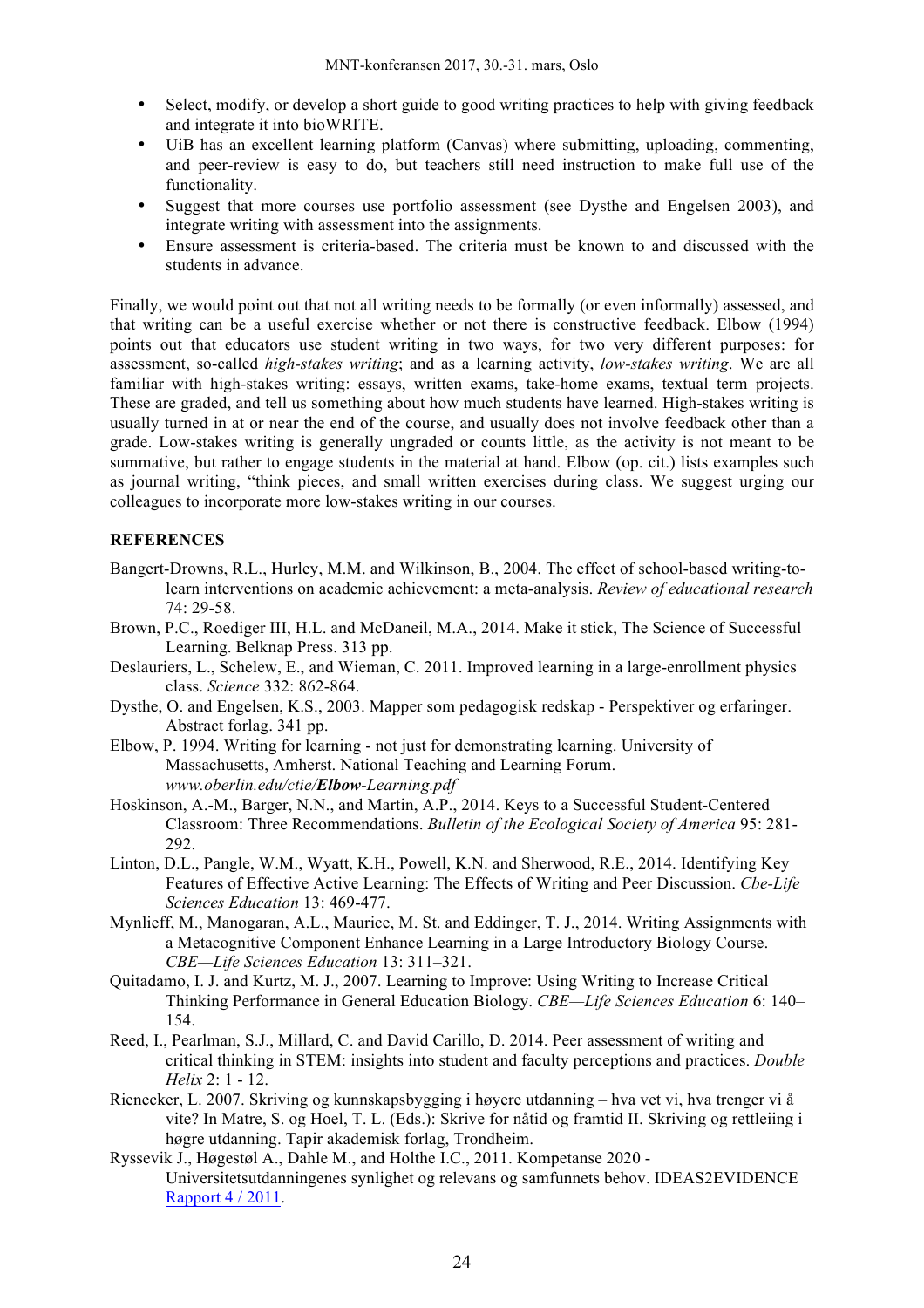- Select, modify, or develop a short guide to good writing practices to help with giving feedback and integrate it into bioWRITE.
- UiB has an excellent learning platform (Canvas) where submitting, uploading, commenting, and peer-review is easy to do, but teachers still need instruction to make full use of the functionality.
- Suggest that more courses use portfolio assessment (see Dysthe and Engelsen 2003), and integrate writing with assessment into the assignments.
- Ensure assessment is criteria-based. The criteria must be known to and discussed with the students in advance.

Finally, we would point out that not all writing needs to be formally (or even informally) assessed, and that writing can be a useful exercise whether or not there is constructive feedback. Elbow (1994) points out that educators use student writing in two ways, for two very different purposes: for assessment, so-called *high-stakes writing*; and as a learning activity, *low-stakes writing*. We are all familiar with high-stakes writing: essays, written exams, take-home exams, textual term projects. These are graded, and tell us something about how much students have learned. High-stakes writing is usually turned in at or near the end of the course, and usually does not involve feedback other than a grade. Low-stakes writing is generally ungraded or counts little, as the activity is not meant to be summative, but rather to engage students in the material at hand. Elbow (op. cit.) lists examples such as journal writing, "think pieces, and small written exercises during class. We suggest urging our colleagues to incorporate more low-stakes writing in our courses.

## REFERENCES

Bangert-Drowns, R.L., Hurley, M.M. and Wilkinson, B., 2004. The effect of school-based writing-to-learn interventions on academic achievement: a meta-analysis. *Review of educational research* 74: 29-58.

Brown, P.C., Roediger III, H.L. and McDaneil, M.A., 2014. Make it stick, The Science of Successful Learning. Belknap Press. 313 pp.

Deslauriers, L., Schelew, E., and Wieman, C. 2011. Improved learning in a large-enrollment physics class. *Science* 332: 862-864.

Dysthe, O. and Engelsen, K.S., 2003. Mapper som pedagogisk redskap - Perspektiver og erfaringer. Abstract forlag. 341 pp.

Elbow, P. 1994. Writing for learning - not just for demonstrating learning. University of Massachusetts, Amherst. National Teaching and Learning Forum. *www.oberlin.edu/ctie/**Elbow**-Learning.pdf*

Hoskinson, A.-M., Barger, N.N., and Martin, A.P., 2014. Keys to a Successful Student-Centered Classroom: Three Recommendations. *Bulletin of the Ecological Society of America* 95: 281-292.

Linton, D.L., Pangle, W.M., Wyatt, K.H., Powell, K.N. and Sherwood, R.E., 2014. Identifying Key Features of Effective Active Learning: The Effects of Writing and Peer Discussion. *Cbe-Life Sciences Education* 13: 469-477.

Mynlieff, M., Manogaran, A.L., Maurice, M. St. and Eddinger, T. J., 2014. Writing Assignments with a Metacognitive Component Enhance Learning in a Large Introductory Biology Course. *CBE—Life Sciences Education* 13: 311–321.

Quitadamo, I. J. and Kurtz, M. J., 2007. Learning to Improve: Using Writing to Increase Critical Thinking Performance in General Education Biology. *CBE—Life Sciences Education* 6: 140–154.

Reed, I., Pearlman, S.J., Millard, C. and David Carillo, D. 2014. Peer assessment of writing and critical thinking in STEM: insights into student and faculty perceptions and practices. *Double Helix* 2: 1 - 12.

Rienecker, L. 2007. Skriving og kunnskapsbygging i høyere utdanning – hva vet vi, hva trenger vi å vite? In Matre, S. og Hoel, T. L. (Eds.): Skrive for nåtid og framtid II. Skriving og rettleiing i høgre utdanning. Tapir akademisk forlag, Trondheim.

Ryssevik J., Høgestøl A., Dahle M., and Holthe I.C., 2011. Kompetanse 2020 - Universitetsutdanningenes synlighet og relevans og samfunnets behov. IDEAS2EVIDENCE Rapport 4 / 2011.